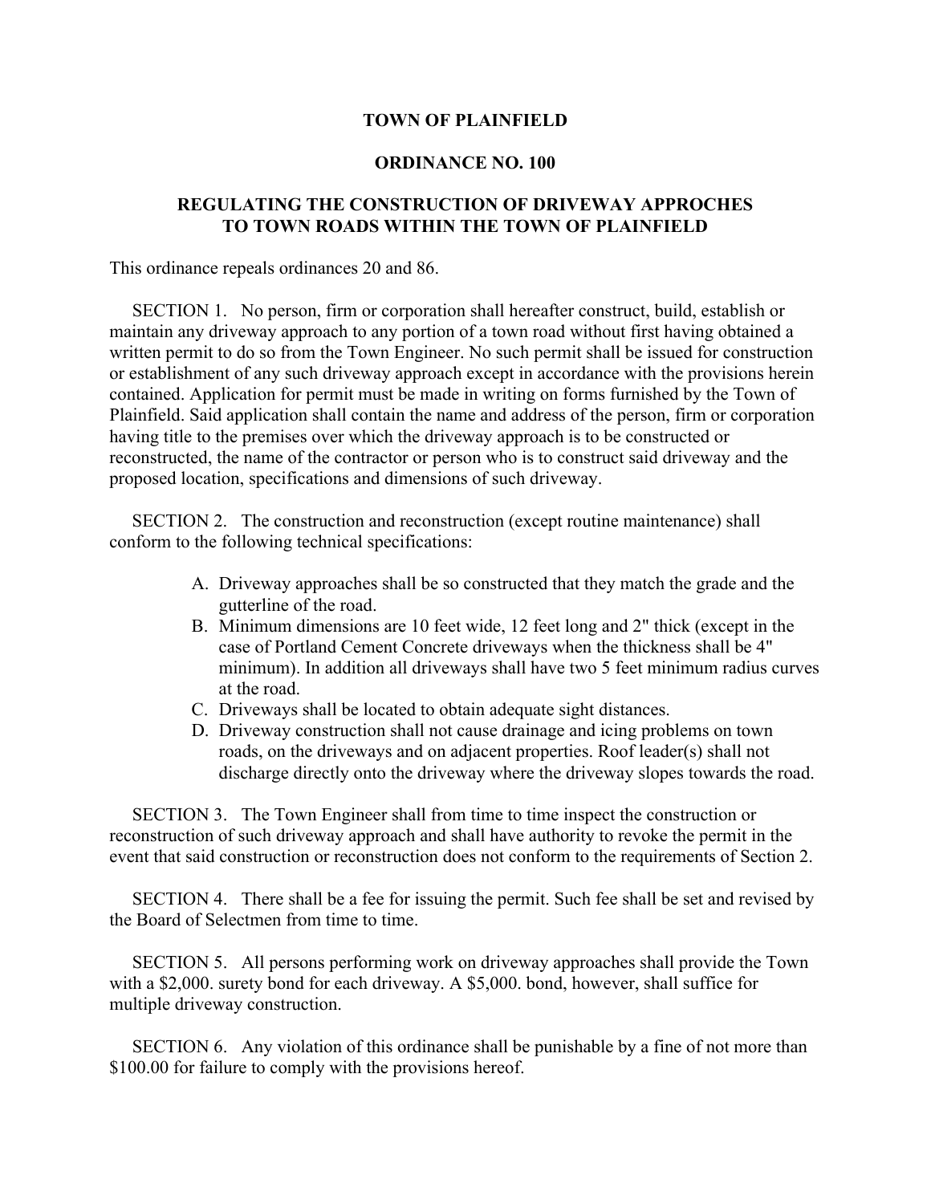# TOWN OF PLAINFIELD

## ORDINANCE NO. 100

## REGULATING THE CONSTRUCTION OF DRIVEWAY APPROCHES TO TOWN ROADS WITHIN THE TOWN OF PLAINFIELD

This ordinance repeals ordinances 20 and 86.

SECTION 1. No person, firm or corporation shall hereafter construct, build, establish or maintain any driveway approach to any portion of a town road without first having obtained a written permit to do so from the Town Engineer. No such permit shall be issued for construction or establishment of any such driveway approach except in accordance with the provisions herein contained. Application for permit must be made in writing on forms furnished by the Town of Plainfield. Said application shall contain the name and address of the person, firm or corporation having title to the premises over which the driveway approach is to be constructed or reconstructed, the name of the contractor or person who is to construct said driveway and the proposed location, specifications and dimensions of such driveway.

SECTION 2. The construction and reconstruction (except routine maintenance) shall conform to the following technical specifications:

A. Driveway approaches shall be so constructed that they match the grade and the gutterline of the road.
B. Minimum dimensions are 10 feet wide, 12 feet long and 2" thick (except in the case of Portland Cement Concrete driveways when the thickness shall be 4" minimum). In addition all driveways shall have two 5 feet minimum radius curves at the road.
C. Driveways shall be located to obtain adequate sight distances.
D. Driveway construction shall not cause drainage and icing problems on town roads, on the driveways and on adjacent properties. Roof leader(s) shall not discharge directly onto the driveway where the driveway slopes towards the road.

SECTION 3. The Town Engineer shall from time to time inspect the construction or reconstruction of such driveway approach and shall have authority to revoke the permit in the event that said construction or reconstruction does not conform to the requirements of Section 2.

SECTION 4. There shall be a fee for issuing the permit. Such fee shall be set and revised by the Board of Selectmen from time to time.

SECTION 5. All persons performing work on driveway approaches shall provide the Town with a $2,000. surety bond for each driveway. A $5,000. bond, however, shall suffice for multiple driveway construction.

SECTION 6. Any violation of this ordinance shall be punishable by a fine of not more than $100.00 for failure to comply with the provisions hereof.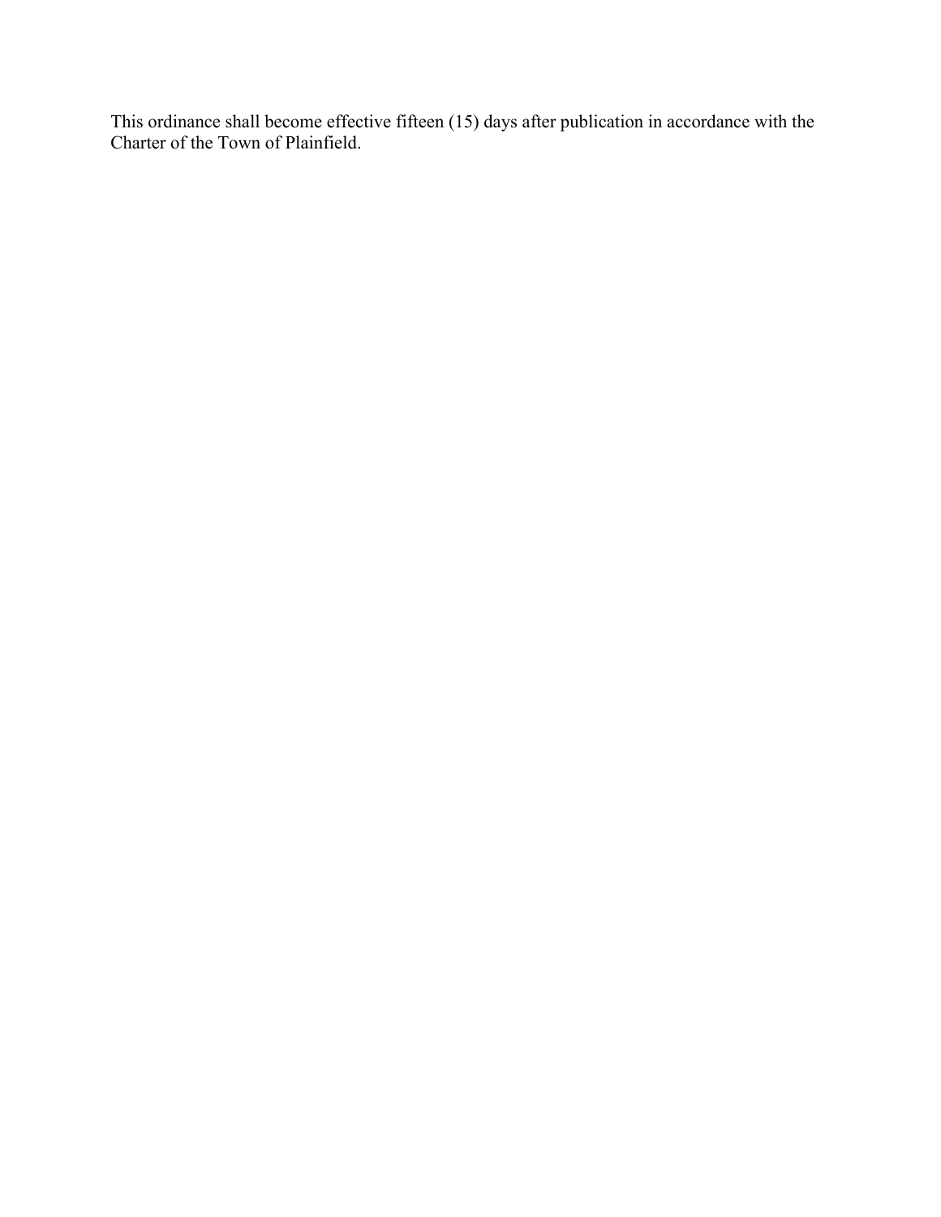This ordinance shall become effective fifteen (15) days after publication in accordance with the Charter of the Town of Plainfield.